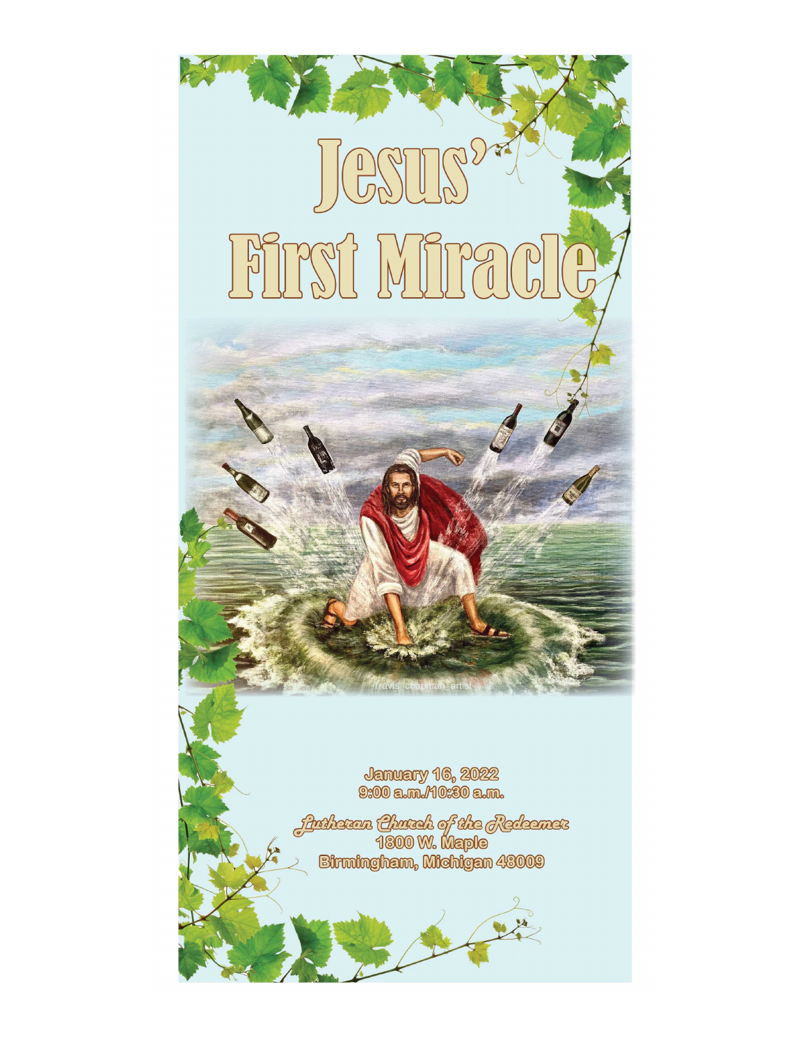# Jesus' First Miracle

January 16, 2022
9:00 a.m./10:30 a.m.

*Lutheran Church of the Redeemer*
1800 W. Maple
Birmingham, Michigan 48009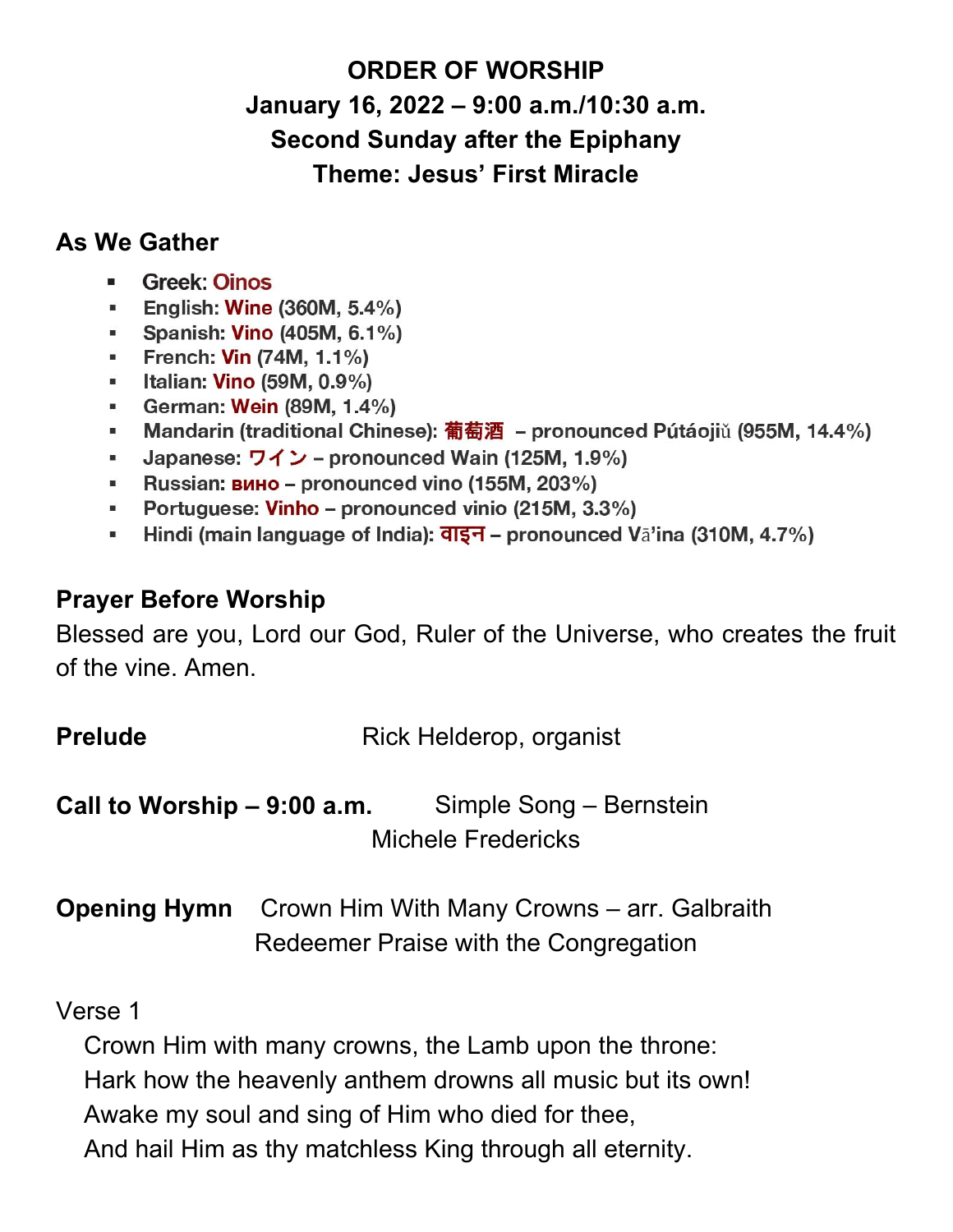**ORDER OF WORSHIP**
**January 16, 2022 – 9:00 a.m./10:30 a.m.**
**Second Sunday after the Epiphany**
**Theme: Jesus' First Miracle**

## As We Gather

- Greek: Oinos
- **English: Wine (360M, 5.4%)**
- **Spanish: Vino (405M, 6.1%)**
- **French: Vin (74M, 1.1%)**
- **Italian: Vino (59M, 0.9%)**
- **German: Wein (89M, 1.4%)**
- **Mandarin (traditional Chinese): 葡萄酒 – pronounced Pútáojiǔ (955M, 14.4%)**
- **Japanese: ワイン – pronounced Wain (125M, 1.9%)**
- **Russian: вино – pronounced vino (155M, 203%)**
- **Portuguese: Vinho – pronounced vinio (215M, 3.3%)**
- **Hindi (main language of India): वाइन – pronounced Vā'ina (310M, 4.7%)**

## Prayer Before Worship

Blessed are you, Lord our God, Ruler of the Universe, who creates the fruit of the vine. Amen.

**Prelude** Rick Helderop, organist

**Call to Worship – 9:00 a.m.** Simple Song – Bernstein
Michele Fredericks

**Opening Hymn** Crown Him With Many Crowns – arr. Galbraith
Redeemer Praise with the Congregation

Verse 1

Crown Him with many crowns, the Lamb upon the throne:
Hark how the heavenly anthem drowns all music but its own!
Awake my soul and sing of Him who died for thee,
And hail Him as thy matchless King through all eternity.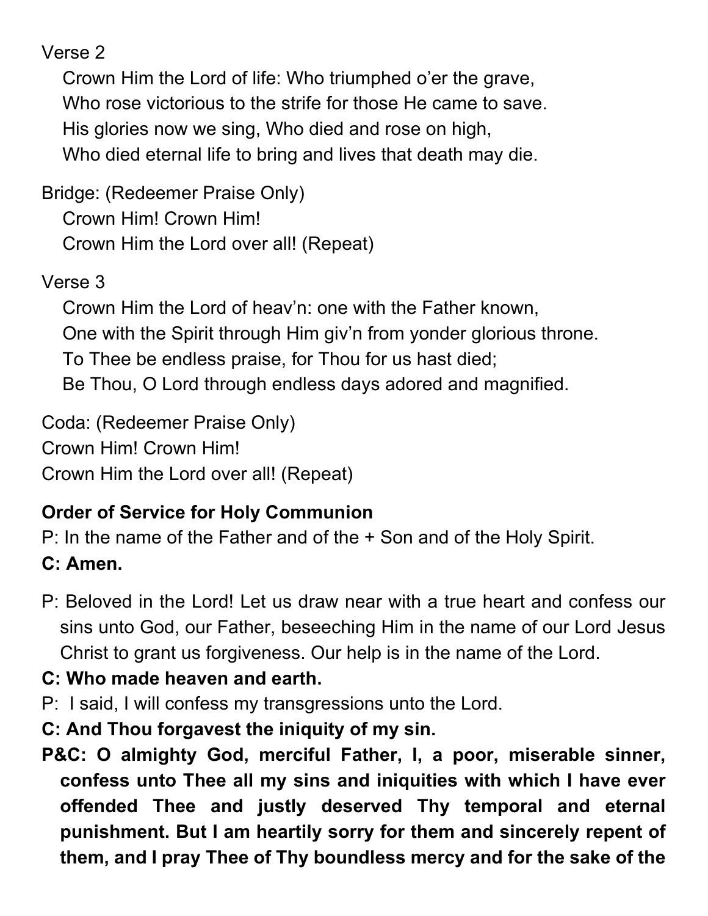Verse 2

Crown Him the Lord of life: Who triumphed o'er the grave,
Who rose victorious to the strife for those He came to save.
His glories now we sing, Who died and rose on high,
Who died eternal life to bring and lives that death may die.

Bridge: (Redeemer Praise Only)

Crown Him! Crown Him!
Crown Him the Lord over all! (Repeat)

Verse 3

Crown Him the Lord of heav'n: one with the Father known,
One with the Spirit through Him giv'n from yonder glorious throne.
To Thee be endless praise, for Thou for us hast died;
Be Thou, O Lord through endless days adored and magnified.

Coda: (Redeemer Praise Only)
Crown Him! Crown Him!
Crown Him the Lord over all! (Repeat)

**Order of Service for Holy Communion**

P: In the name of the Father and of the + Son and of the Holy Spirit.

**C: Amen.**

P: Beloved in the Lord! Let us draw near with a true heart and confess our sins unto God, our Father, beseeching Him in the name of our Lord Jesus Christ to grant us forgiveness. Our help is in the name of the Lord.

**C: Who made heaven and earth.**

P: I said, I will confess my transgressions unto the Lord.

**C: And Thou forgavest the iniquity of my sin.**

**P&C: O almighty God, merciful Father, I, a poor, miserable sinner, confess unto Thee all my sins and iniquities with which I have ever offended Thee and justly deserved Thy temporal and eternal punishment. But I am heartily sorry for them and sincerely repent of them, and I pray Thee of Thy boundless mercy and for the sake of the**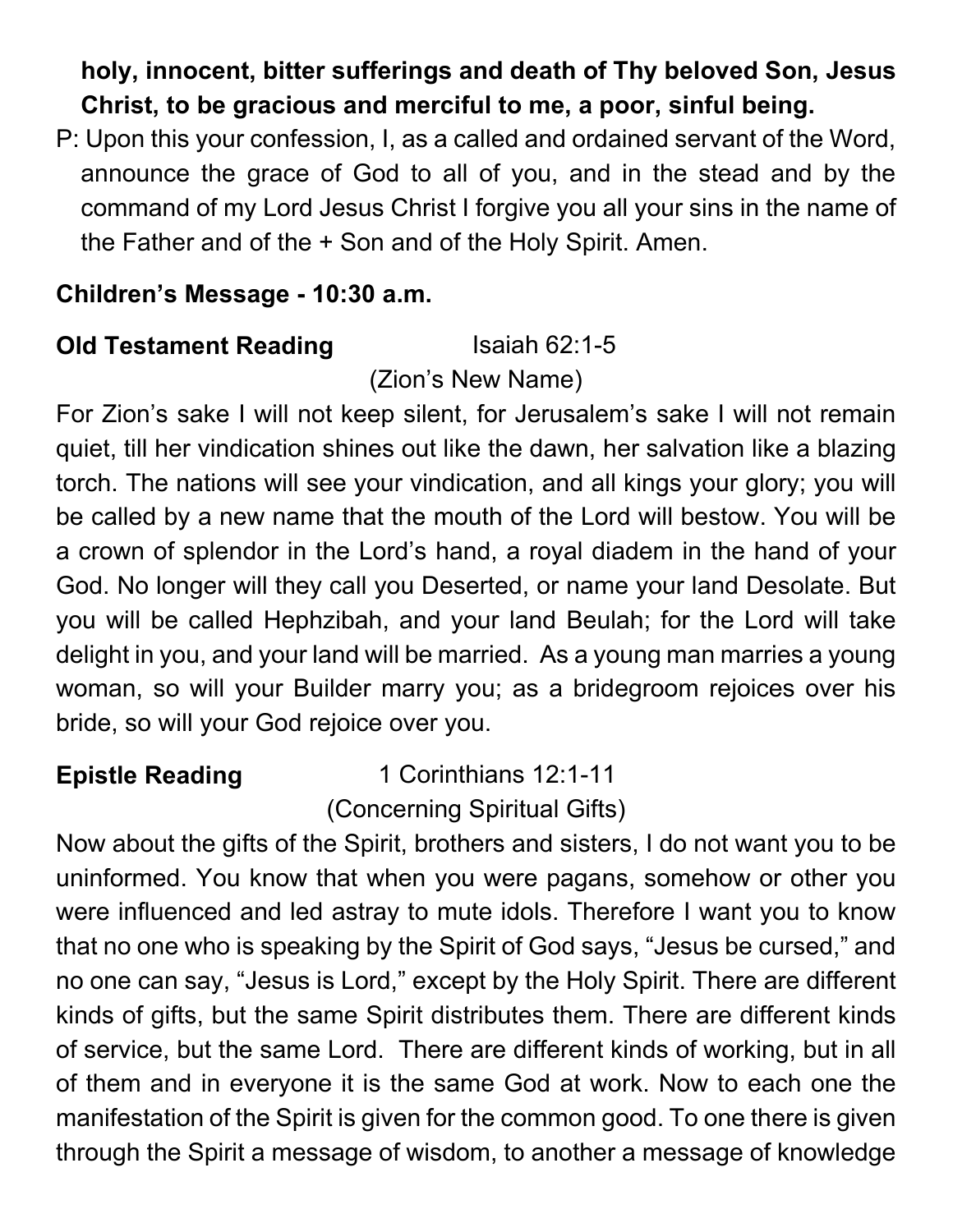**holy, innocent, bitter sufferings and death of Thy beloved Son, Jesus Christ, to be gracious and merciful to me, a poor, sinful being.**

P: Upon this your confession, I, as a called and ordained servant of the Word, announce the grace of God to all of you, and in the stead and by the command of my Lord Jesus Christ I forgive you all your sins in the name of the Father and of the + Son and of the Holy Spirit. Amen.

**Children's Message - 10:30 a.m.**

**Old Testament Reading** Isaiah 62:1-5
(Zion's New Name)

For Zion's sake I will not keep silent, for Jerusalem's sake I will not remain quiet, till her vindication shines out like the dawn, her salvation like a blazing torch. The nations will see your vindication, and all kings your glory; you will be called by a new name that the mouth of the Lord will bestow. You will be a crown of splendor in the Lord's hand, a royal diadem in the hand of your God. No longer will they call you Deserted, or name your land Desolate. But you will be called Hephzibah, and your land Beulah; for the Lord will take delight in you, and your land will be married. As a young man marries a young woman, so will your Builder marry you; as a bridegroom rejoices over his bride, so will your God rejoice over you.

**Epistle Reading** 1 Corinthians 12:1-11
(Concerning Spiritual Gifts)

Now about the gifts of the Spirit, brothers and sisters, I do not want you to be uninformed. You know that when you were pagans, somehow or other you were influenced and led astray to mute idols. Therefore I want you to know that no one who is speaking by the Spirit of God says, "Jesus be cursed," and no one can say, "Jesus is Lord," except by the Holy Spirit. There are different kinds of gifts, but the same Spirit distributes them. There are different kinds of service, but the same Lord. There are different kinds of working, but in all of them and in everyone it is the same God at work. Now to each one the manifestation of the Spirit is given for the common good. To one there is given through the Spirit a message of wisdom, to another a message of knowledge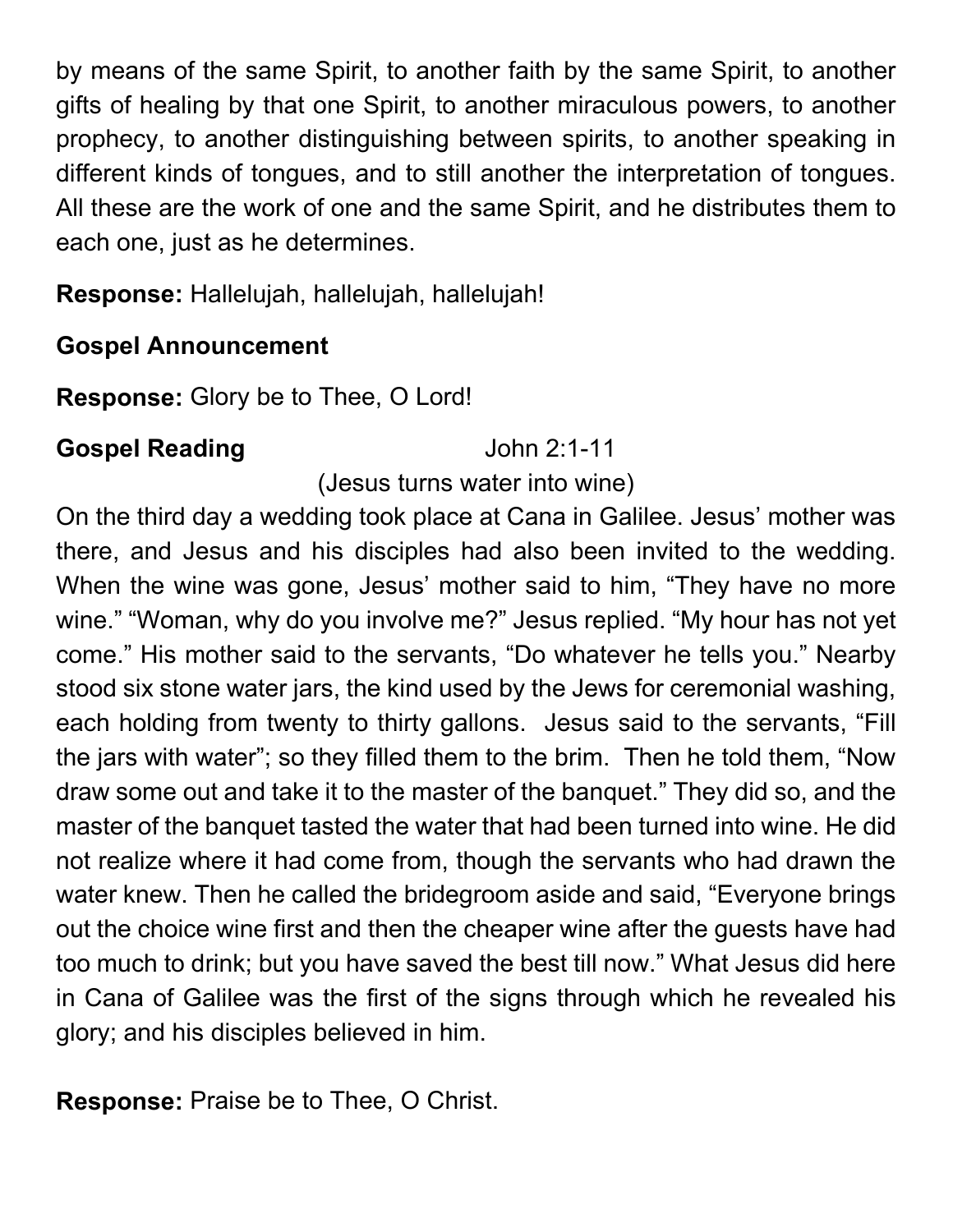by means of the same Spirit, to another faith by the same Spirit, to another gifts of healing by that one Spirit, to another miraculous powers, to another prophecy, to another distinguishing between spirits, to another speaking in different kinds of tongues, and to still another the interpretation of tongues. All these are the work of one and the same Spirit, and he distributes them to each one, just as he determines.

**Response:** Hallelujah, hallelujah, hallelujah!

**Gospel Announcement**

**Response:** Glory be to Thee, O Lord!

**Gospel Reading** John 2:1-11

(Jesus turns water into wine)

On the third day a wedding took place at Cana in Galilee. Jesus' mother was there, and Jesus and his disciples had also been invited to the wedding. When the wine was gone, Jesus' mother said to him, "They have no more wine." "Woman, why do you involve me?" Jesus replied. "My hour has not yet come." His mother said to the servants, "Do whatever he tells you." Nearby stood six stone water jars, the kind used by the Jews for ceremonial washing, each holding from twenty to thirty gallons. Jesus said to the servants, "Fill the jars with water"; so they filled them to the brim. Then he told them, "Now draw some out and take it to the master of the banquet." They did so, and the master of the banquet tasted the water that had been turned into wine. He did not realize where it had come from, though the servants who had drawn the water knew. Then he called the bridegroom aside and said, "Everyone brings out the choice wine first and then the cheaper wine after the guests have had too much to drink; but you have saved the best till now." What Jesus did here in Cana of Galilee was the first of the signs through which he revealed his glory; and his disciples believed in him.

**Response:** Praise be to Thee, O Christ.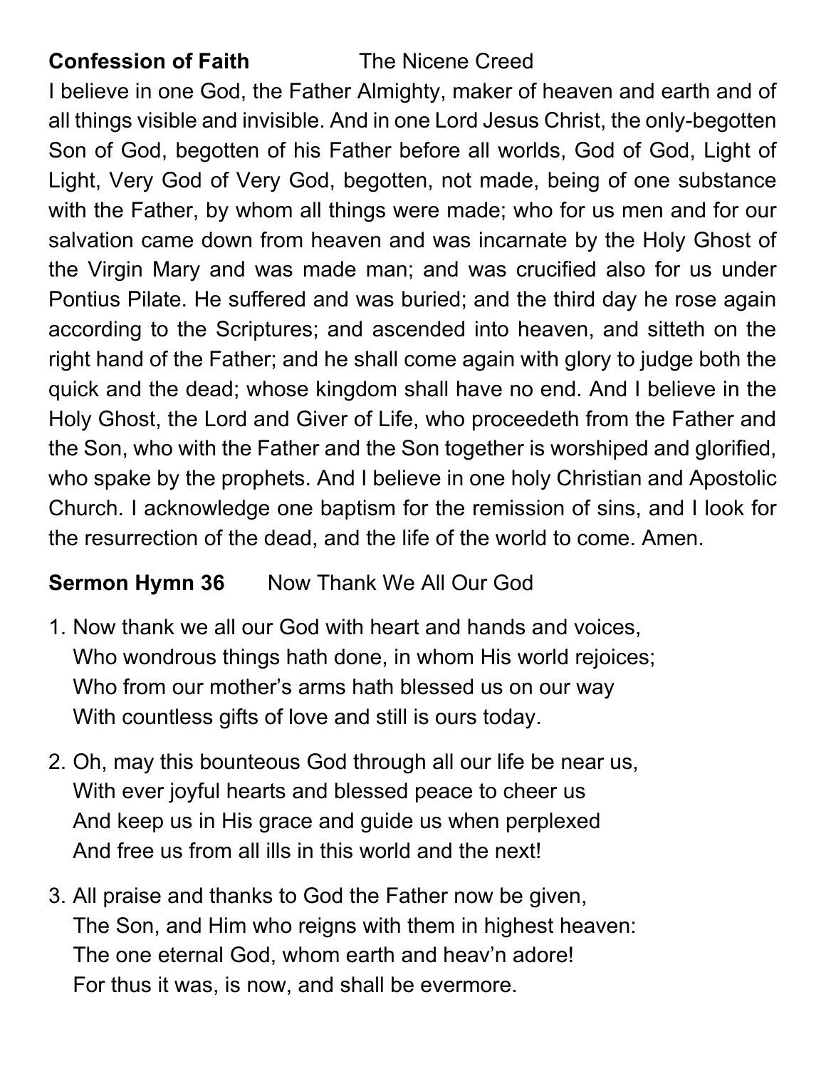**Confession of Faith** The Nicene Creed

I believe in one God, the Father Almighty, maker of heaven and earth and of all things visible and invisible. And in one Lord Jesus Christ, the only-begotten Son of God, begotten of his Father before all worlds, God of God, Light of Light, Very God of Very God, begotten, not made, being of one substance with the Father, by whom all things were made; who for us men and for our salvation came down from heaven and was incarnate by the Holy Ghost of the Virgin Mary and was made man; and was crucified also for us under Pontius Pilate. He suffered and was buried; and the third day he rose again according to the Scriptures; and ascended into heaven, and sitteth on the right hand of the Father; and he shall come again with glory to judge both the quick and the dead; whose kingdom shall have no end. And I believe in the Holy Ghost, the Lord and Giver of Life, who proceedeth from the Father and the Son, who with the Father and the Son together is worshiped and glorified, who spake by the prophets. And I believe in one holy Christian and Apostolic Church. I acknowledge one baptism for the remission of sins, and I look for the resurrection of the dead, and the life of the world to come. Amen.

**Sermon Hymn 36** Now Thank We All Our God

1. Now thank we all our God with heart and hands and voices,
   Who wondrous things hath done, in whom His world rejoices;
   Who from our mother's arms hath blessed us on our way
   With countless gifts of love and still is ours today.

2. Oh, may this bounteous God through all our life be near us,
   With ever joyful hearts and blessed peace to cheer us
   And keep us in His grace and guide us when perplexed
   And free us from all ills in this world and the next!

3. All praise and thanks to God the Father now be given,
   The Son, and Him who reigns with them in highest heaven:
   The one eternal God, whom earth and heav'n adore!
   For thus it was, is now, and shall be evermore.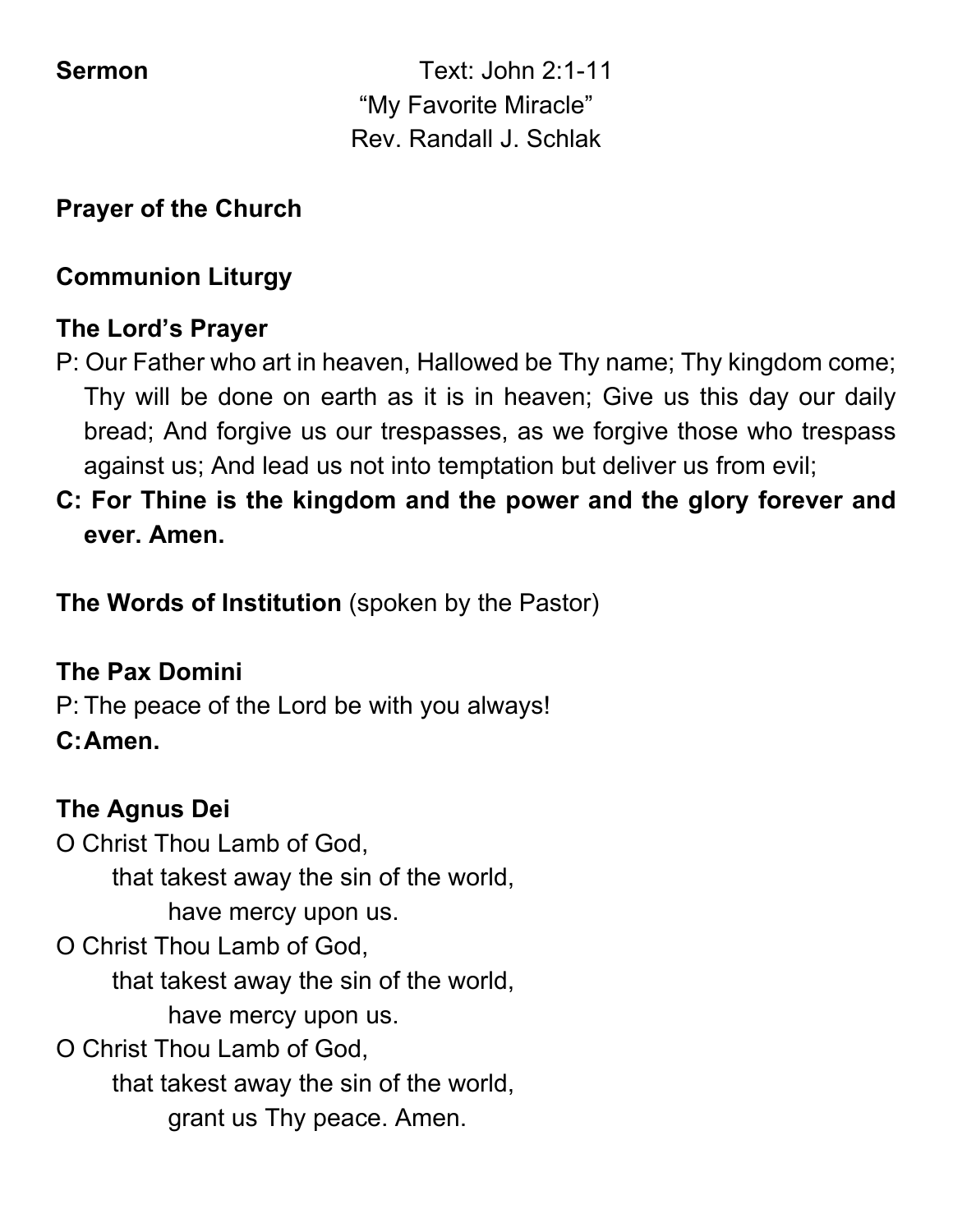**Sermon** Text: John 2:1-11

"My Favorite Miracle"

Rev. Randall J. Schlak

**Prayer of the Church**

**Communion Liturgy**

**The Lord's Prayer**

P: Our Father who art in heaven, Hallowed be Thy name; Thy kingdom come; Thy will be done on earth as it is in heaven; Give us this day our daily bread; And forgive us our trespasses, as we forgive those who trespass against us; And lead us not into temptation but deliver us from evil;

**C: For Thine is the kingdom and the power and the glory forever and ever. Amen.**

**The Words of Institution** (spoken by the Pastor)

**The Pax Domini**

P: The peace of the Lord be with you always!

**C: Amen.**

**The Agnus Dei**

O Christ Thou Lamb of God,
that takest away the sin of the world,
have mercy upon us.
O Christ Thou Lamb of God,
that takest away the sin of the world,
have mercy upon us.
O Christ Thou Lamb of God,
that takest away the sin of the world,
grant us Thy peace. Amen.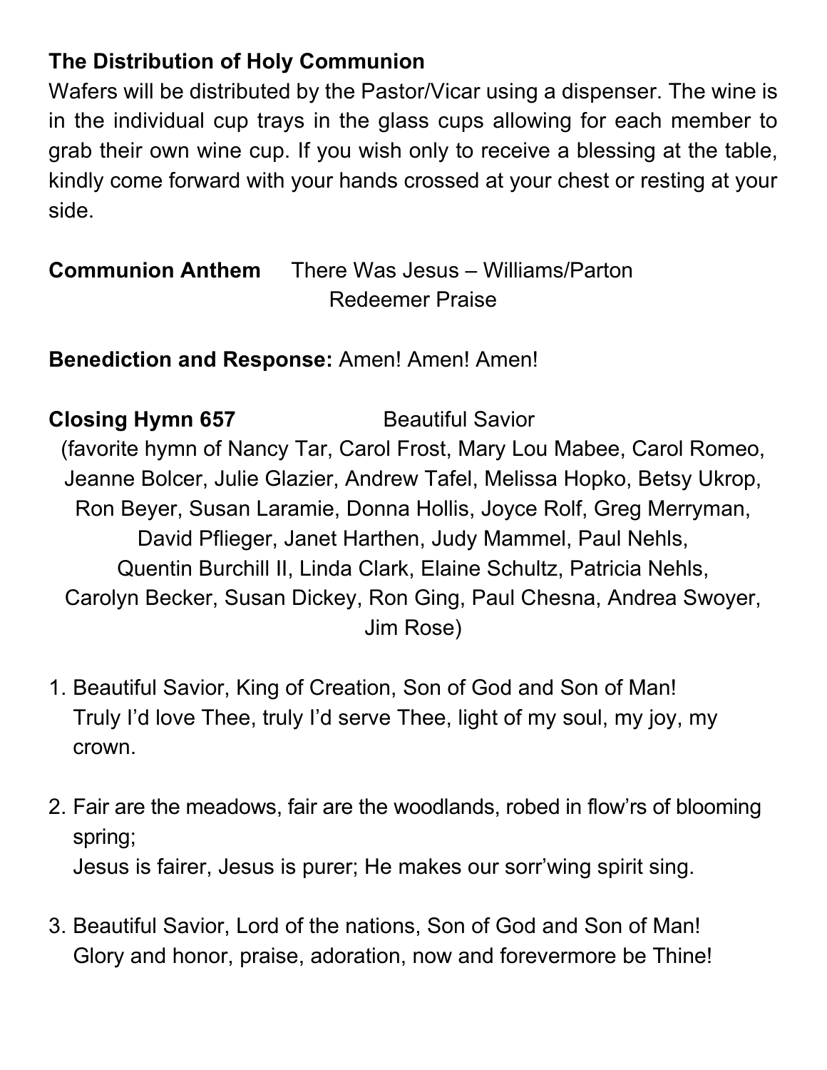**The Distribution of Holy Communion**

Wafers will be distributed by the Pastor/Vicar using a dispenser. The wine is in the individual cup trays in the glass cups allowing for each member to grab their own wine cup. If you wish only to receive a blessing at the table, kindly come forward with your hands crossed at your chest or resting at your side.

**Communion Anthem** There Was Jesus – Williams/Parton
Redeemer Praise

**Benediction and Response:** Amen! Amen! Amen!

**Closing Hymn 657** Beautiful Savior

(favorite hymn of Nancy Tar, Carol Frost, Mary Lou Mabee, Carol Romeo, Jeanne Bolcer, Julie Glazier, Andrew Tafel, Melissa Hopko, Betsy Ukrop, Ron Beyer, Susan Laramie, Donna Hollis, Joyce Rolf, Greg Merryman, David Pflieger, Janet Harthen, Judy Mammel, Paul Nehls, Quentin Burchill II, Linda Clark, Elaine Schultz, Patricia Nehls, Carolyn Becker, Susan Dickey, Ron Ging, Paul Chesna, Andrea Swoyer, Jim Rose)

1. Beautiful Savior, King of Creation, Son of God and Son of Man!
   Truly I'd love Thee, truly I'd serve Thee, light of my soul, my joy, my crown.

2. Fair are the meadows, fair are the woodlands, robed in flow'rs of blooming spring;
   Jesus is fairer, Jesus is purer; He makes our sorr'wing spirit sing.

3. Beautiful Savior, Lord of the nations, Son of God and Son of Man!
   Glory and honor, praise, adoration, now and forevermore be Thine!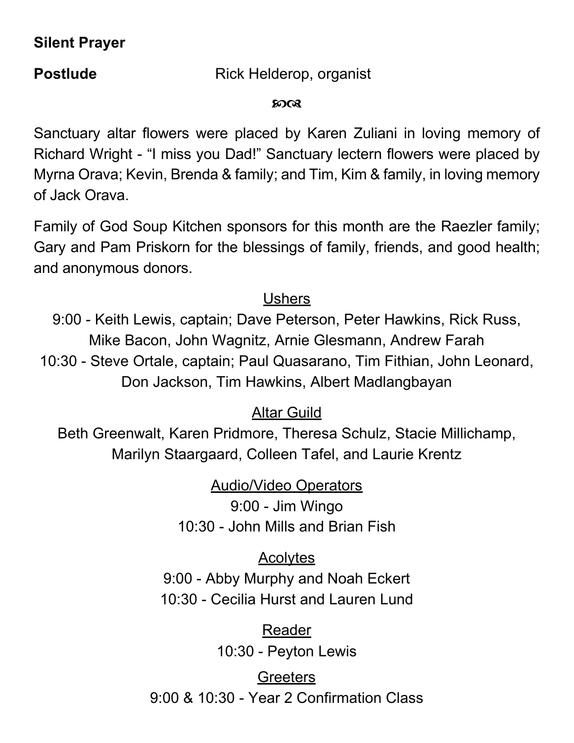**Silent Prayer**

**Postlude** Rick Helderop, organist

ꙮ

Sanctuary altar flowers were placed by Karen Zuliani in loving memory of Richard Wright - "I miss you Dad!" Sanctuary lectern flowers were placed by Myrna Orava; Kevin, Brenda & family; and Tim, Kim & family, in loving memory of Jack Orava.

Family of God Soup Kitchen sponsors for this month are the Raezler family; Gary and Pam Priskorn for the blessings of family, friends, and good health; and anonymous donors.

Ushers

9:00 - Keith Lewis, captain; Dave Peterson, Peter Hawkins, Rick Russ, Mike Bacon, John Wagnitz, Arnie Glesmann, Andrew Farah

10:30 - Steve Ortale, captain; Paul Quasarano, Tim Fithian, John Leonard, Don Jackson, Tim Hawkins, Albert Madlangbayan

Altar Guild

Beth Greenwalt, Karen Pridmore, Theresa Schulz, Stacie Millichamp, Marilyn Staargaard, Colleen Tafel, and Laurie Krentz

Audio/Video Operators

9:00 - Jim Wingo

10:30 - John Mills and Brian Fish

Acolytes

9:00 - Abby Murphy and Noah Eckert

10:30 - Cecilia Hurst and Lauren Lund

Reader

10:30 - Peyton Lewis

Greeters

9:00 & 10:30 - Year 2 Confirmation Class